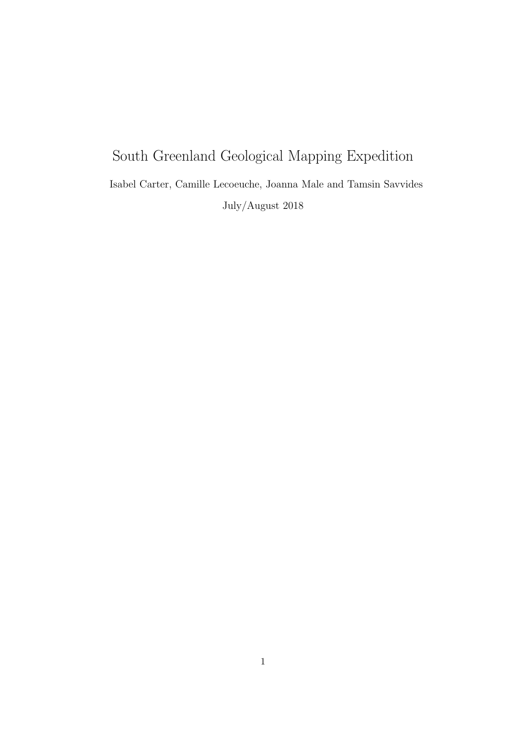# South Greenland Geological Mapping Expedition

Isabel Carter, Camille Lecoeuche, Joanna Male and Tamsin Savvides

July/August 2018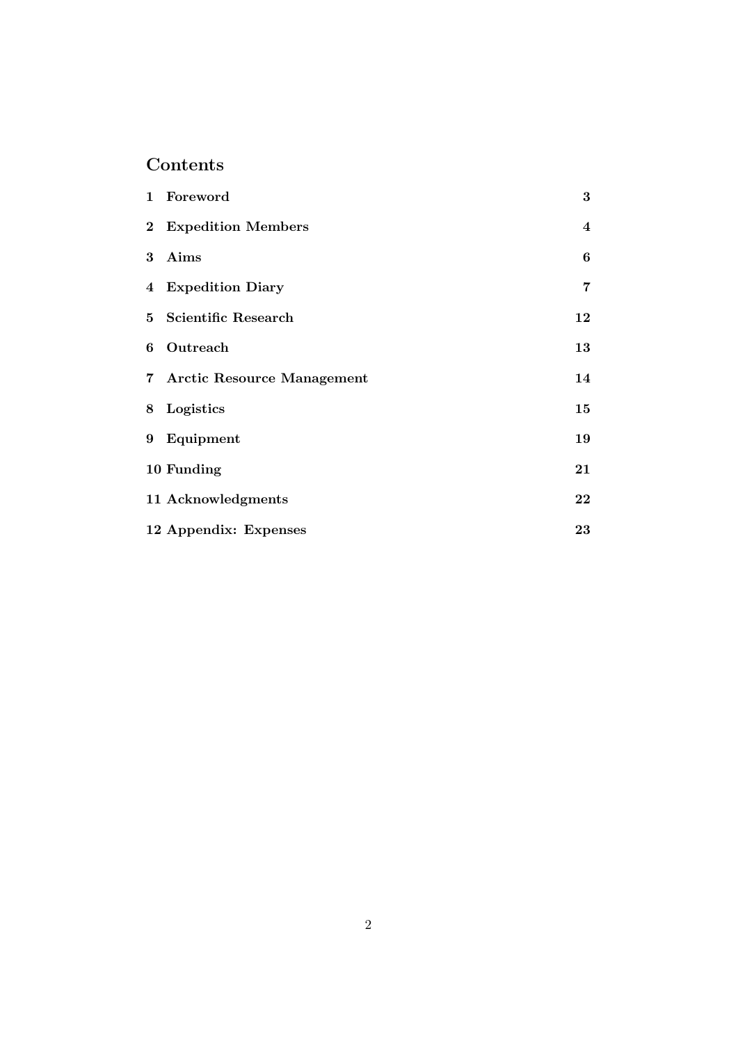## Contents

| | | |
|---|---|---|
| 1 | **Foreword** | **3** |
| 2 | **Expedition Members** | **4** |
| 3 | **Aims** | **6** |
| 4 | **Expedition Diary** | **7** |
| 5 | **Scientific Research** | **12** |
| 6 | **Outreach** | **13** |
| 7 | **Arctic Resource Management** | **14** |
| 8 | **Logistics** | **15** |
| 9 | **Equipment** | **19** |
| 10 | **Funding** | **21** |
| 11 | **Acknowledgments** | **22** |
| 12 | **Appendix: Expenses** | **23** |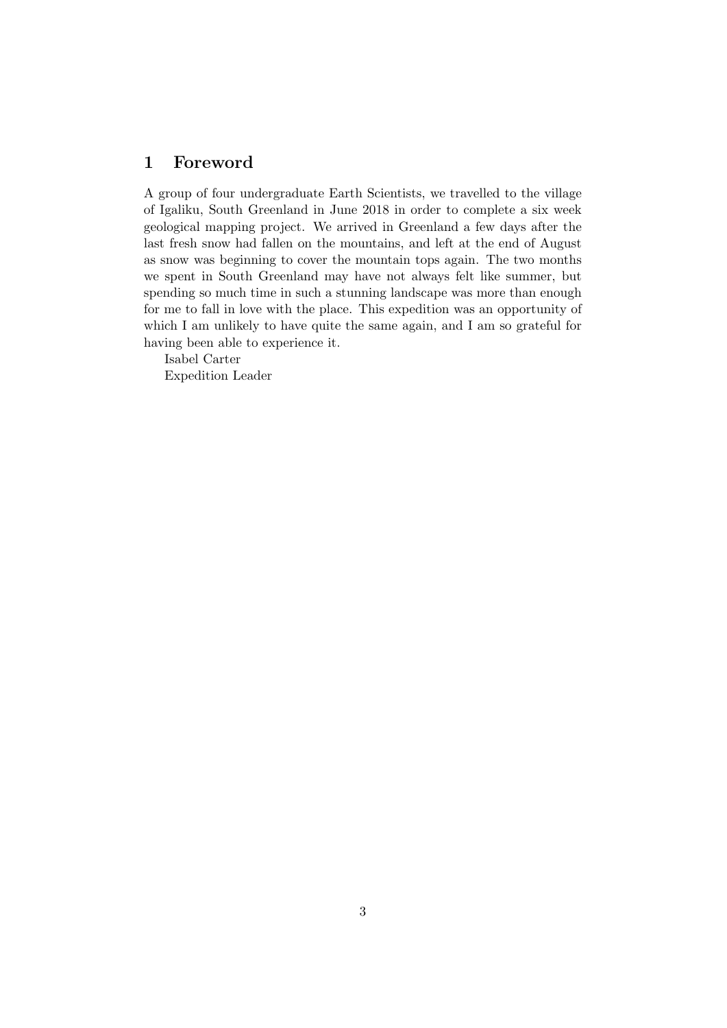# 1 Foreword

A group of four undergraduate Earth Scientists, we travelled to the village of Igaliku, South Greenland in June 2018 in order to complete a six week geological mapping project. We arrived in Greenland a few days after the last fresh snow had fallen on the mountains, and left at the end of August as snow was beginning to cover the mountain tops again. The two months we spent in South Greenland may have not always felt like summer, but spending so much time in such a stunning landscape was more than enough for me to fall in love with the place. This expedition was an opportunity of which I am unlikely to have quite the same again, and I am so grateful for having been able to experience it.

Isabel Carter
Expedition Leader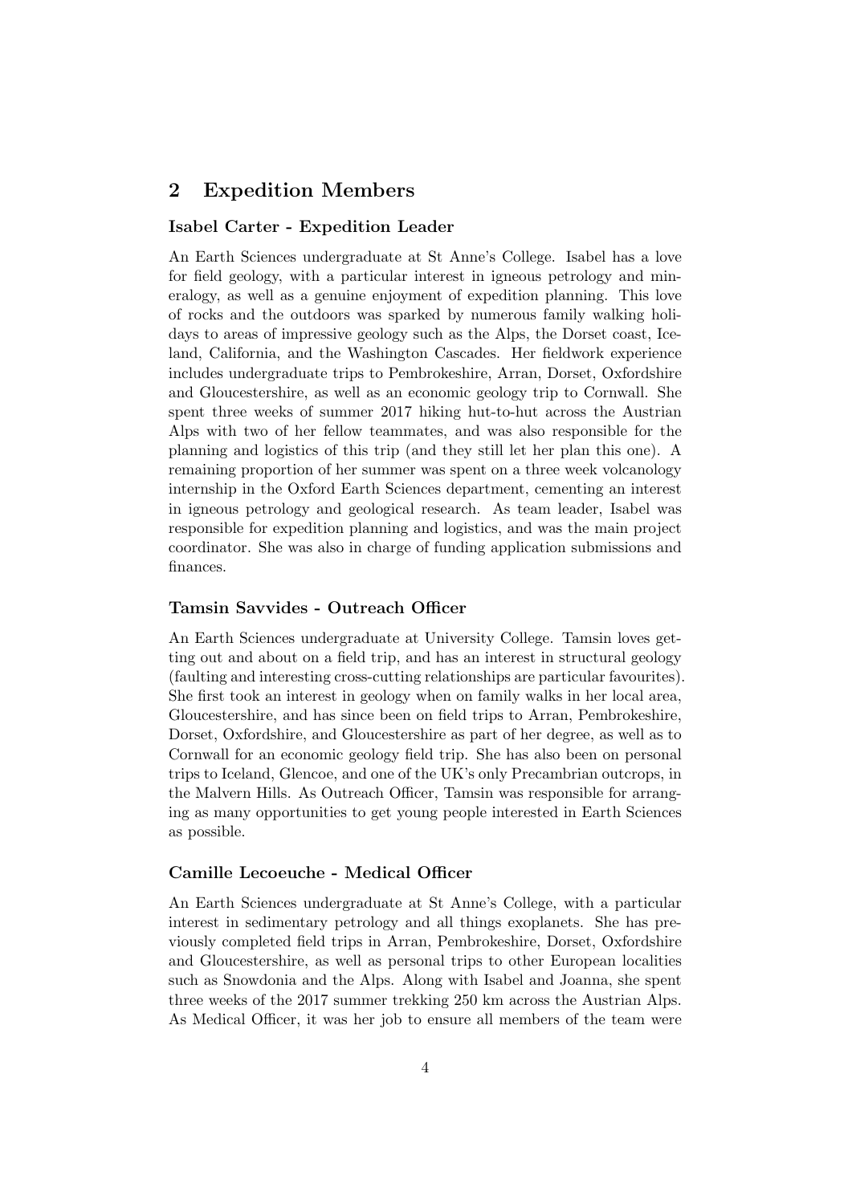## 2 Expedition Members

### Isabel Carter - Expedition Leader

An Earth Sciences undergraduate at St Anne's College. Isabel has a love for field geology, with a particular interest in igneous petrology and mineralogy, as well as a genuine enjoyment of expedition planning. This love of rocks and the outdoors was sparked by numerous family walking holidays to areas of impressive geology such as the Alps, the Dorset coast, Iceland, California, and the Washington Cascades. Her fieldwork experience includes undergraduate trips to Pembrokeshire, Arran, Dorset, Oxfordshire and Gloucestershire, as well as an economic geology trip to Cornwall. She spent three weeks of summer 2017 hiking hut-to-hut across the Austrian Alps with two of her fellow teammates, and was also responsible for the planning and logistics of this trip (and they still let her plan this one). A remaining proportion of her summer was spent on a three week volcanology internship in the Oxford Earth Sciences department, cementing an interest in igneous petrology and geological research. As team leader, Isabel was responsible for expedition planning and logistics, and was the main project coordinator. She was also in charge of funding application submissions and finances.

### Tamsin Savvides - Outreach Officer

An Earth Sciences undergraduate at University College. Tamsin loves getting out and about on a field trip, and has an interest in structural geology (faulting and interesting cross-cutting relationships are particular favourites). She first took an interest in geology when on family walks in her local area, Gloucestershire, and has since been on field trips to Arran, Pembrokeshire, Dorset, Oxfordshire, and Gloucestershire as part of her degree, as well as to Cornwall for an economic geology field trip. She has also been on personal trips to Iceland, Glencoe, and one of the UK's only Precambrian outcrops, in the Malvern Hills. As Outreach Officer, Tamsin was responsible for arranging as many opportunities to get young people interested in Earth Sciences as possible.

### Camille Lecoeuche - Medical Officer

An Earth Sciences undergraduate at St Anne's College, with a particular interest in sedimentary petrology and all things exoplanets. She has previously completed field trips in Arran, Pembrokeshire, Dorset, Oxfordshire and Gloucestershire, as well as personal trips to other European localities such as Snowdonia and the Alps. Along with Isabel and Joanna, she spent three weeks of the 2017 summer trekking 250 km across the Austrian Alps. As Medical Officer, it was her job to ensure all members of the team were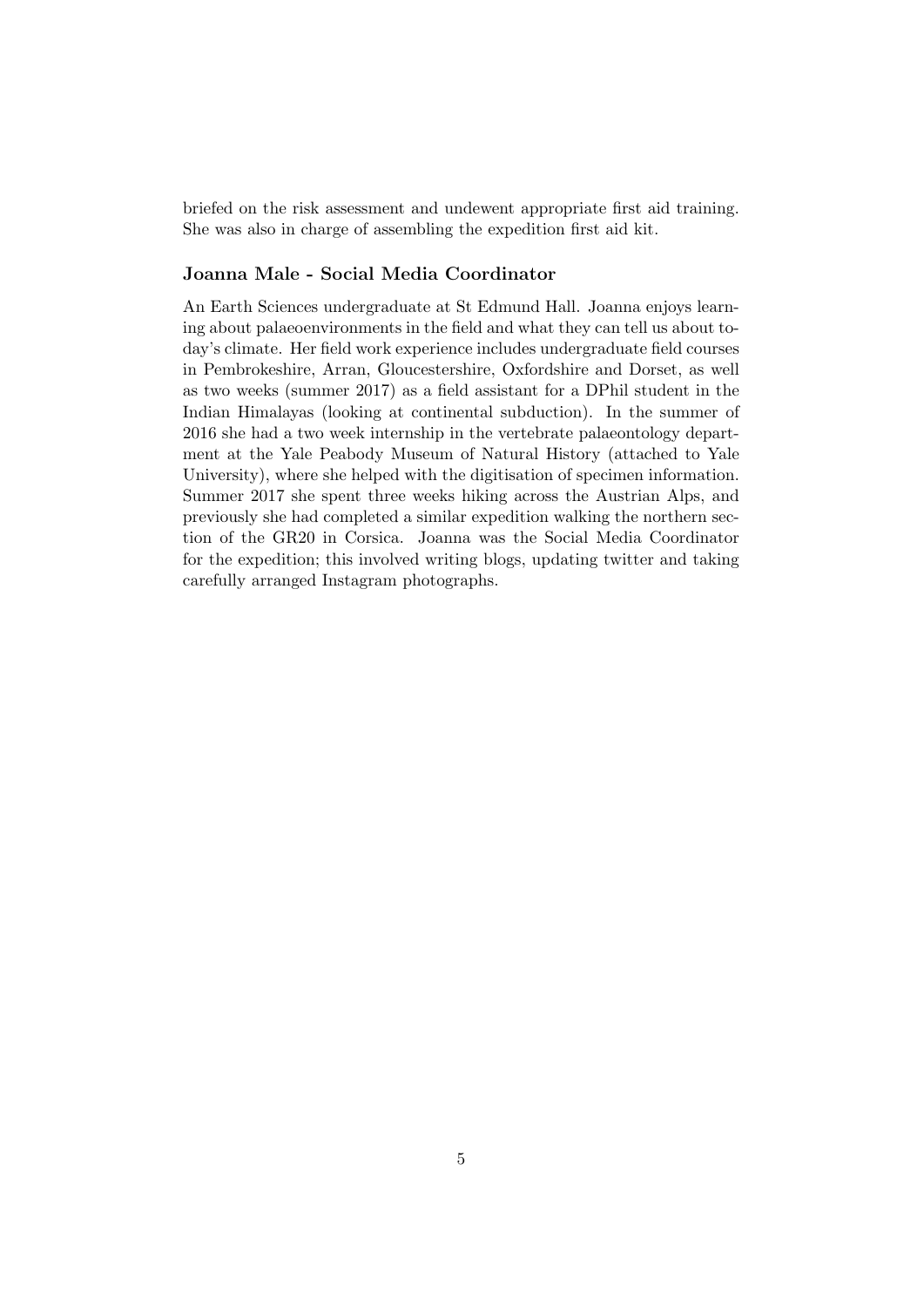briefed on the risk assessment and undewent appropriate first aid training. She was also in charge of assembling the expedition first aid kit.

### Joanna Male - Social Media Coordinator

An Earth Sciences undergraduate at St Edmund Hall. Joanna enjoys learning about palaeoenvironments in the field and what they can tell us about today's climate. Her field work experience includes undergraduate field courses in Pembrokeshire, Arran, Gloucestershire, Oxfordshire and Dorset, as well as two weeks (summer 2017) as a field assistant for a DPhil student in the Indian Himalayas (looking at continental subduction). In the summer of 2016 she had a two week internship in the vertebrate palaeontology department at the Yale Peabody Museum of Natural History (attached to Yale University), where she helped with the digitisation of specimen information. Summer 2017 she spent three weeks hiking across the Austrian Alps, and previously she had completed a similar expedition walking the northern section of the GR20 in Corsica. Joanna was the Social Media Coordinator for the expedition; this involved writing blogs, updating twitter and taking carefully arranged Instagram photographs.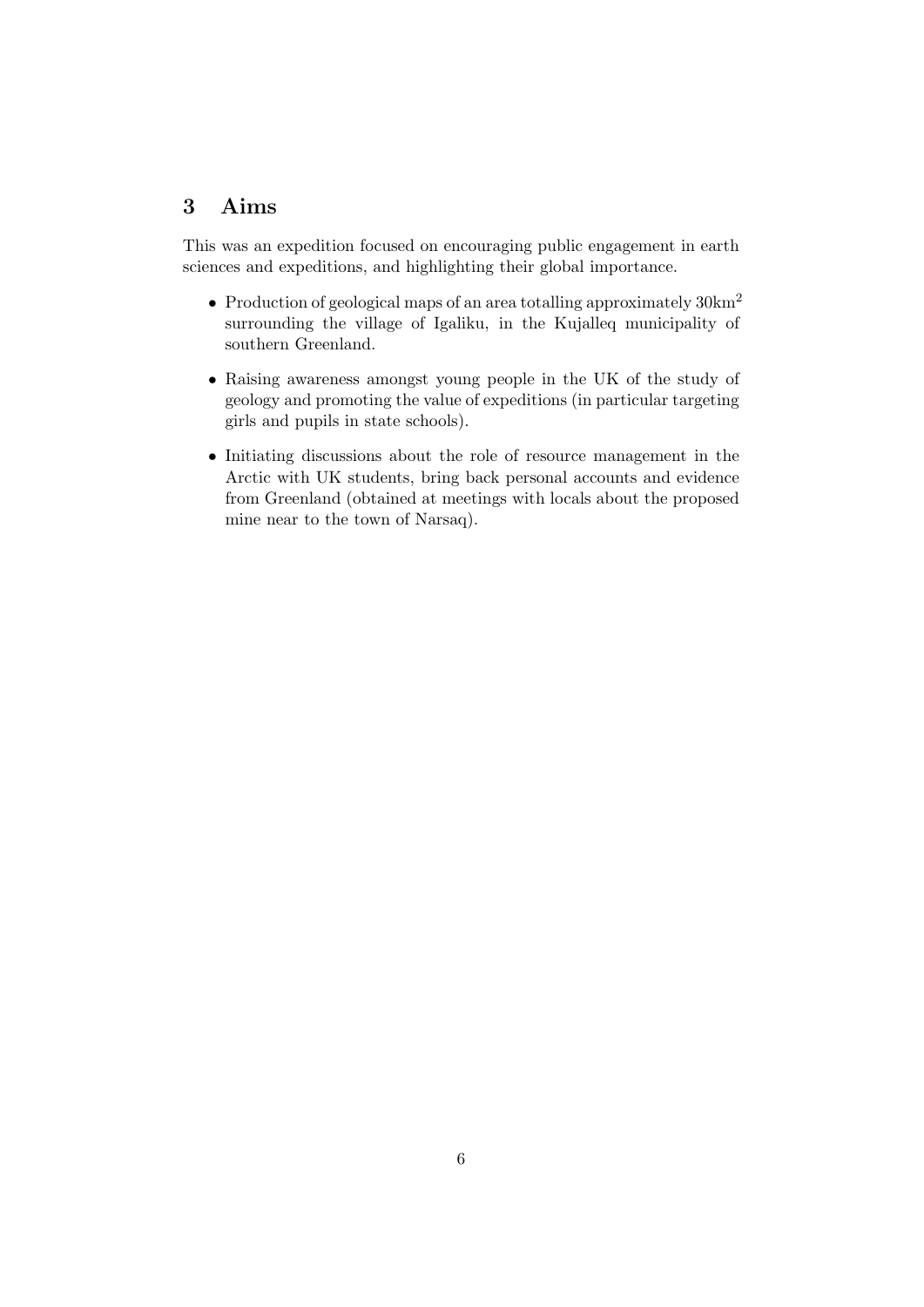## 3 Aims

This was an expedition focused on encouraging public engagement in earth sciences and expeditions, and highlighting their global importance.

- Production of geological maps of an area totalling approximately 30km$^2$ surrounding the village of Igaliku, in the Kujalleq municipality of southern Greenland.
- Raising awareness amongst young people in the UK of the study of geology and promoting the value of expeditions (in particular targeting girls and pupils in state schools).
- Initiating discussions about the role of resource management in the Arctic with UK students, bring back personal accounts and evidence from Greenland (obtained at meetings with locals about the proposed mine near to the town of Narsaq).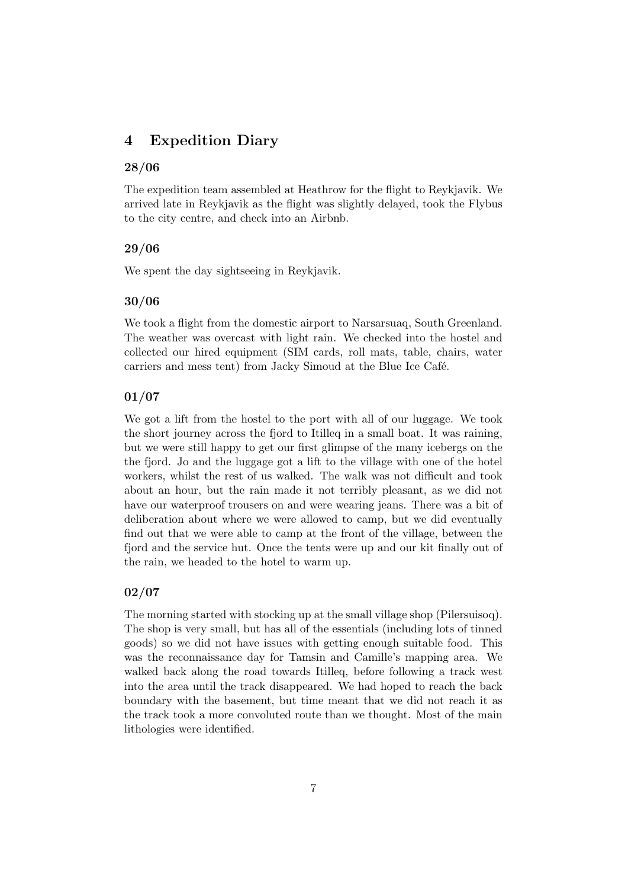# 4 Expedition Diary

## 28/06

The expedition team assembled at Heathrow for the flight to Reykjavik. We arrived late in Reykjavik as the flight was slightly delayed, took the Flybus to the city centre, and check into an Airbnb.

## 29/06

We spent the day sightseeing in Reykjavik.

## 30/06

We took a flight from the domestic airport to Narsarsuaq, South Greenland. The weather was overcast with light rain. We checked into the hostel and collected our hired equipment (SIM cards, roll mats, table, chairs, water carriers and mess tent) from Jacky Simoud at the Blue Ice Café.

## 01/07

We got a lift from the hostel to the port with all of our luggage. We took the short journey across the fjord to Itilleq in a small boat. It was raining, but we were still happy to get our first glimpse of the many icebergs on the the fjord. Jo and the luggage got a lift to the village with one of the hotel workers, whilst the rest of us walked. The walk was not difficult and took about an hour, but the rain made it not terribly pleasant, as we did not have our waterproof trousers on and were wearing jeans. There was a bit of deliberation about where we were allowed to camp, but we did eventually find out that we were able to camp at the front of the village, between the fjord and the service hut. Once the tents were up and our kit finally out of the rain, we headed to the hotel to warm up.

## 02/07

The morning started with stocking up at the small village shop (Pilersuisoq). The shop is very small, but has all of the essentials (including lots of tinned goods) so we did not have issues with getting enough suitable food. This was the reconnaissance day for Tamsin and Camille's mapping area. We walked back along the road towards Itilleq, before following a track west into the area until the track disappeared. We had hoped to reach the back boundary with the basement, but time meant that we did not reach it as the track took a more convoluted route than we thought. Most of the main lithologies were identified.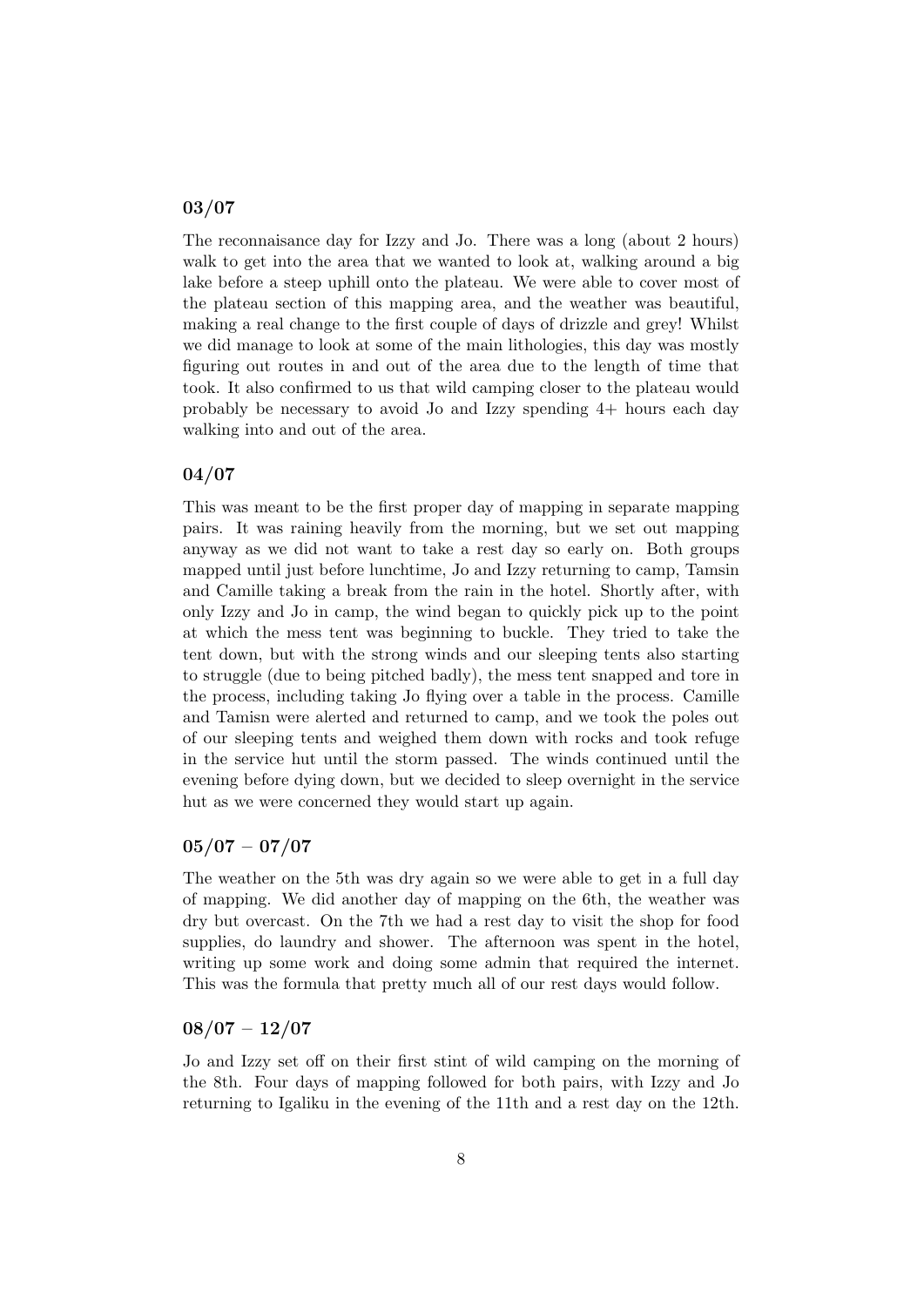### 03/07

The reconnaisance day for Izzy and Jo. There was a long (about 2 hours) walk to get into the area that we wanted to look at, walking around a big lake before a steep uphill onto the plateau. We were able to cover most of the plateau section of this mapping area, and the weather was beautiful, making a real change to the first couple of days of drizzle and grey! Whilst we did manage to look at some of the main lithologies, this day was mostly figuring out routes in and out of the area due to the length of time that took. It also confirmed to us that wild camping closer to the plateau would probably be necessary to avoid Jo and Izzy spending 4+ hours each day walking into and out of the area.

### 04/07

This was meant to be the first proper day of mapping in separate mapping pairs. It was raining heavily from the morning, but we set out mapping anyway as we did not want to take a rest day so early on. Both groups mapped until just before lunchtime, Jo and Izzy returning to camp, Tamsin and Camille taking a break from the rain in the hotel. Shortly after, with only Izzy and Jo in camp, the wind began to quickly pick up to the point at which the mess tent was beginning to buckle. They tried to take the tent down, but with the strong winds and our sleeping tents also starting to struggle (due to being pitched badly), the mess tent snapped and tore in the process, including taking Jo flying over a table in the process. Camille and Tamisn were alerted and returned to camp, and we took the poles out of our sleeping tents and weighed them down with rocks and took refuge in the service hut until the storm passed. The winds continued until the evening before dying down, but we decided to sleep overnight in the service hut as we were concerned they would start up again.

### 05/07 – 07/07

The weather on the 5th was dry again so we were able to get in a full day of mapping. We did another day of mapping on the 6th, the weather was dry but overcast. On the 7th we had a rest day to visit the shop for food supplies, do laundry and shower. The afternoon was spent in the hotel, writing up some work and doing some admin that required the internet. This was the formula that pretty much all of our rest days would follow.

### 08/07 – 12/07

Jo and Izzy set off on their first stint of wild camping on the morning of the 8th. Four days of mapping followed for both pairs, with Izzy and Jo returning to Igaliku in the evening of the 11th and a rest day on the 12th.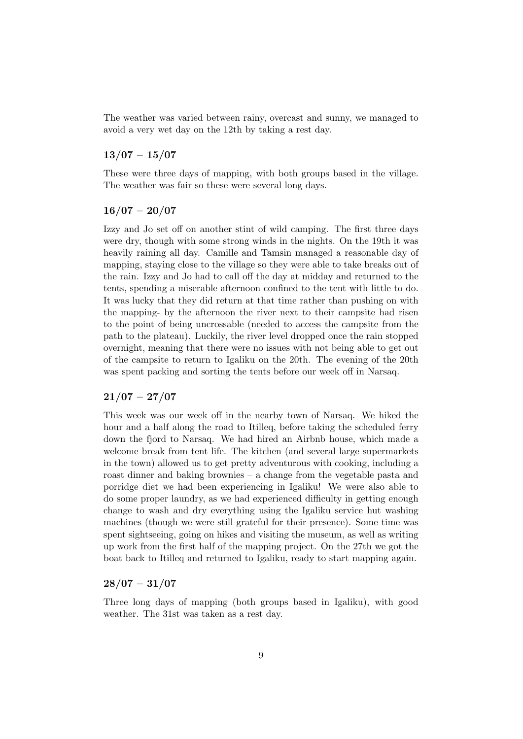The weather was varied between rainy, overcast and sunny, we managed to avoid a very wet day on the 12th by taking a rest day.

### 13/07 – 15/07

These were three days of mapping, with both groups based in the village. The weather was fair so these were several long days.

### 16/07 – 20/07

Izzy and Jo set off on another stint of wild camping. The first three days were dry, though with some strong winds in the nights. On the 19th it was heavily raining all day. Camille and Tamsin managed a reasonable day of mapping, staying close to the village so they were able to take breaks out of the rain. Izzy and Jo had to call off the day at midday and returned to the tents, spending a miserable afternoon confined to the tent with little to do. It was lucky that they did return at that time rather than pushing on with the mapping- by the afternoon the river next to their campsite had risen to the point of being uncrossable (needed to access the campsite from the path to the plateau). Luckily, the river level dropped once the rain stopped overnight, meaning that there were no issues with not being able to get out of the campsite to return to Igaliku on the 20th. The evening of the 20th was spent packing and sorting the tents before our week off in Narsaq.

### 21/07 – 27/07

This week was our week off in the nearby town of Narsaq. We hiked the hour and a half along the road to Itilleq, before taking the scheduled ferry down the fjord to Narsaq. We had hired an Airbnb house, which made a welcome break from tent life. The kitchen (and several large supermarkets in the town) allowed us to get pretty adventurous with cooking, including a roast dinner and baking brownies – a change from the vegetable pasta and porridge diet we had been experiencing in Igaliku! We were also able to do some proper laundry, as we had experienced difficulty in getting enough change to wash and dry everything using the Igaliku service hut washing machines (though we were still grateful for their presence). Some time was spent sightseeing, going on hikes and visiting the museum, as well as writing up work from the first half of the mapping project. On the 27th we got the boat back to Itilleq and returned to Igaliku, ready to start mapping again.

### 28/07 – 31/07

Three long days of mapping (both groups based in Igaliku), with good weather. The 31st was taken as a rest day.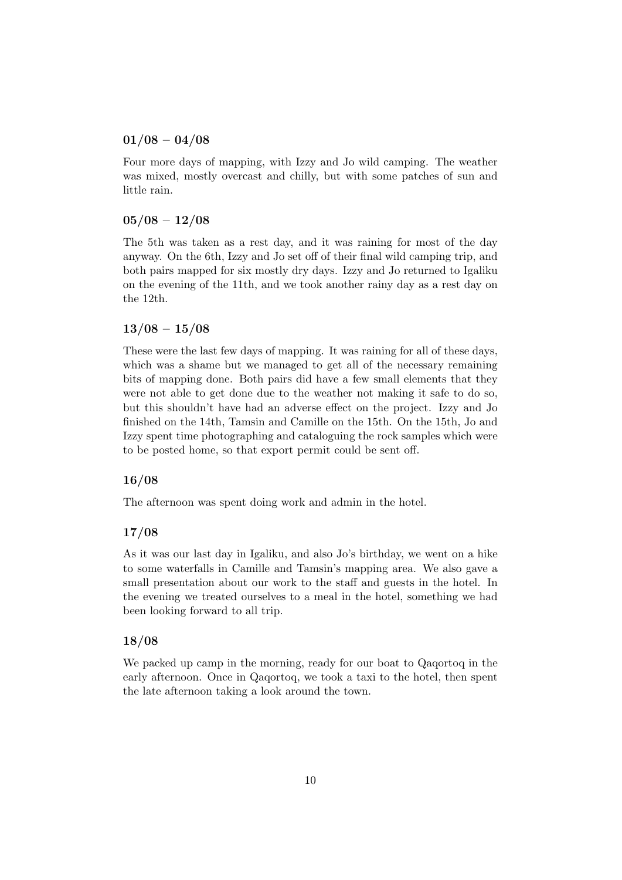### 01/08 – 04/08

Four more days of mapping, with Izzy and Jo wild camping. The weather was mixed, mostly overcast and chilly, but with some patches of sun and little rain.

### 05/08 – 12/08

The 5th was taken as a rest day, and it was raining for most of the day anyway. On the 6th, Izzy and Jo set off of their final wild camping trip, and both pairs mapped for six mostly dry days. Izzy and Jo returned to Igaliku on the evening of the 11th, and we took another rainy day as a rest day on the 12th.

### 13/08 – 15/08

These were the last few days of mapping. It was raining for all of these days, which was a shame but we managed to get all of the necessary remaining bits of mapping done. Both pairs did have a few small elements that they were not able to get done due to the weather not making it safe to do so, but this shouldn't have had an adverse effect on the project. Izzy and Jo finished on the 14th, Tamsin and Camille on the 15th. On the 15th, Jo and Izzy spent time photographing and cataloguing the rock samples which were to be posted home, so that export permit could be sent off.

### 16/08

The afternoon was spent doing work and admin in the hotel.

### 17/08

As it was our last day in Igaliku, and also Jo's birthday, we went on a hike to some waterfalls in Camille and Tamsin's mapping area. We also gave a small presentation about our work to the staff and guests in the hotel. In the evening we treated ourselves to a meal in the hotel, something we had been looking forward to all trip.

### 18/08

We packed up camp in the morning, ready for our boat to Qaqortoq in the early afternoon. Once in Qaqortoq, we took a taxi to the hotel, then spent the late afternoon taking a look around the town.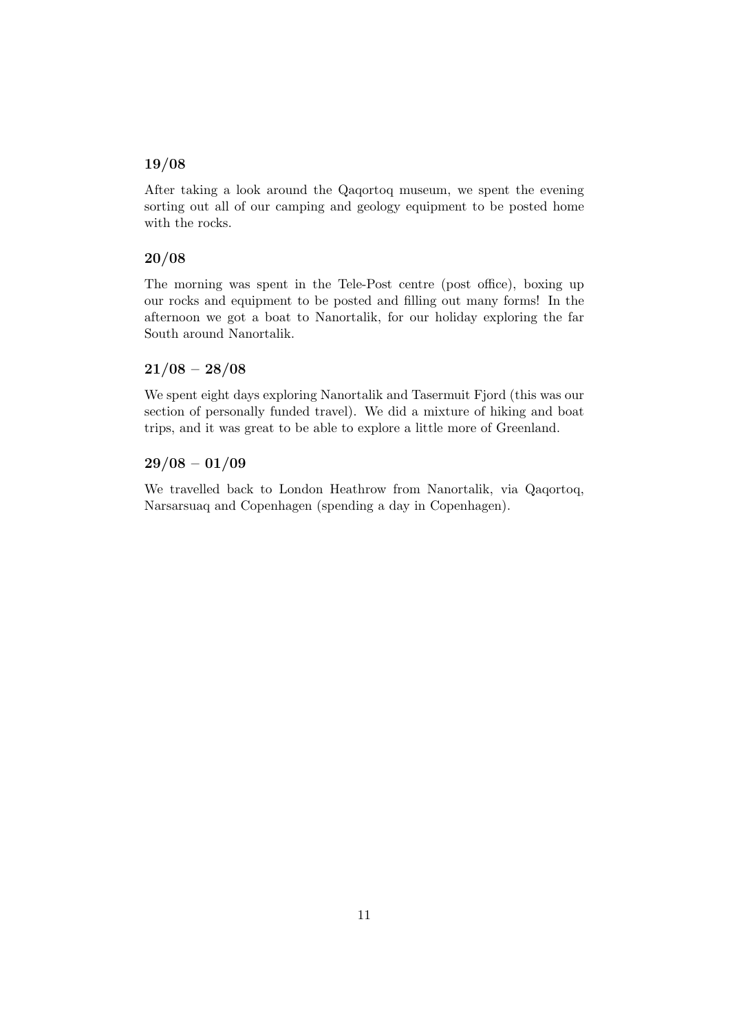### 19/08

After taking a look around the Qaqortoq museum, we spent the evening sorting out all of our camping and geology equipment to be posted home with the rocks.

### 20/08

The morning was spent in the Tele-Post centre (post office), boxing up our rocks and equipment to be posted and filling out many forms! In the afternoon we got a boat to Nanortalik, for our holiday exploring the far South around Nanortalik.

### 21/08 – 28/08

We spent eight days exploring Nanortalik and Tasermuit Fjord (this was our section of personally funded travel). We did a mixture of hiking and boat trips, and it was great to be able to explore a little more of Greenland.

### 29/08 – 01/09

We travelled back to London Heathrow from Nanortalik, via Qaqortoq, Narsarsuaq and Copenhagen (spending a day in Copenhagen).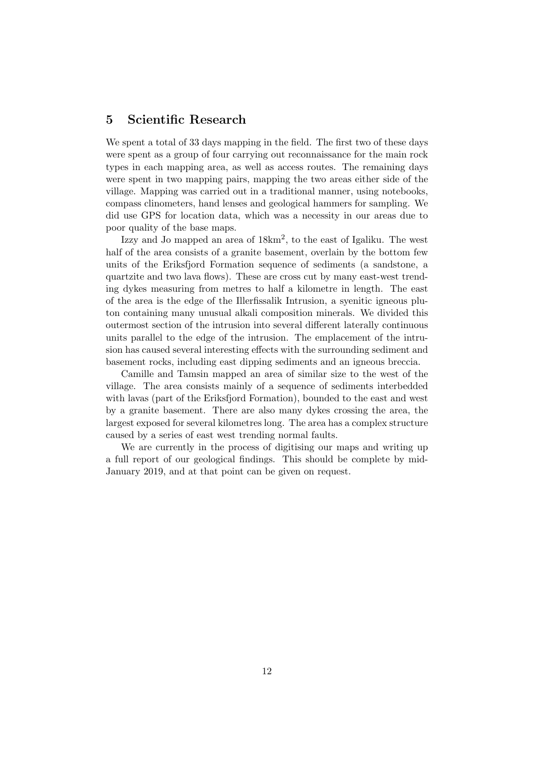## 5 Scientific Research

We spent a total of 33 days mapping in the field. The first two of these days were spent as a group of four carrying out reconnaissance for the main rock types in each mapping area, as well as access routes. The remaining days were spent in two mapping pairs, mapping the two areas either side of the village. Mapping was carried out in a traditional manner, using notebooks, compass clinometers, hand lenses and geological hammers for sampling. We did use GPS for location data, which was a necessity in our areas due to poor quality of the base maps.

Izzy and Jo mapped an area of $18\text{km}^2$, to the east of Igaliku. The west half of the area consists of a granite basement, overlain by the bottom few units of the Eriksfjord Formation sequence of sediments (a sandstone, a quartzite and two lava flows). These are cross cut by many east-west trending dykes measuring from metres to half a kilometre in length. The east of the area is the edge of the Illerfissalik Intrusion, a syenitic igneous pluton containing many unusual alkali composition minerals. We divided this outermost section of the intrusion into several different laterally continuous units parallel to the edge of the intrusion. The emplacement of the intrusion has caused several interesting effects with the surrounding sediment and basement rocks, including east dipping sediments and an igneous breccia.

Camille and Tamsin mapped an area of similar size to the west of the village. The area consists mainly of a sequence of sediments interbedded with lavas (part of the Eriksfjord Formation), bounded to the east and west by a granite basement. There are also many dykes crossing the area, the largest exposed for several kilometres long. The area has a complex structure caused by a series of east west trending normal faults.

We are currently in the process of digitising our maps and writing up a full report of our geological findings. This should be complete by mid-January 2019, and at that point can be given on request.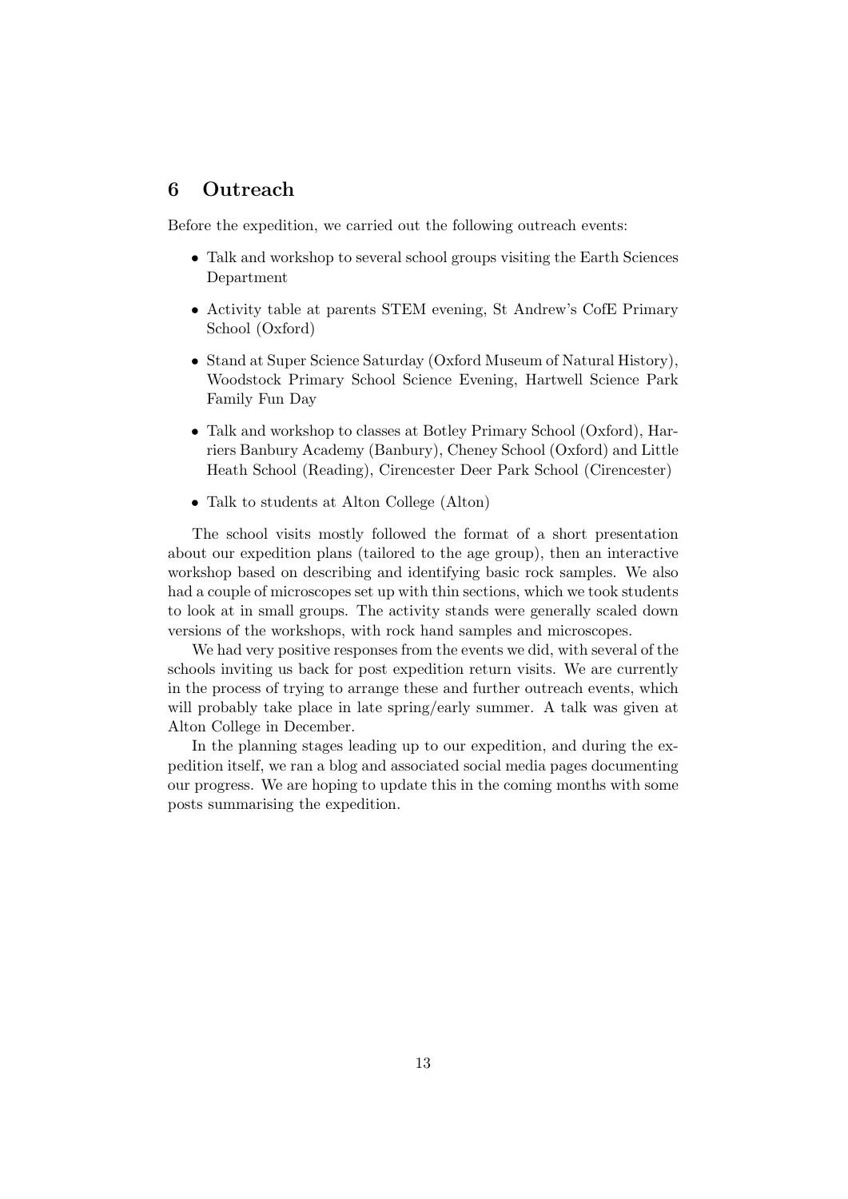## 6 Outreach

Before the expedition, we carried out the following outreach events:

- Talk and workshop to several school groups visiting the Earth Sciences Department
- Activity table at parents STEM evening, St Andrew's CofE Primary School (Oxford)
- Stand at Super Science Saturday (Oxford Museum of Natural History), Woodstock Primary School Science Evening, Hartwell Science Park Family Fun Day
- Talk and workshop to classes at Botley Primary School (Oxford), Harriers Banbury Academy (Banbury), Cheney School (Oxford) and Little Heath School (Reading), Cirencester Deer Park School (Cirencester)
- Talk to students at Alton College (Alton)

The school visits mostly followed the format of a short presentation about our expedition plans (tailored to the age group), then an interactive workshop based on describing and identifying basic rock samples. We also had a couple of microscopes set up with thin sections, which we took students to look at in small groups. The activity stands were generally scaled down versions of the workshops, with rock hand samples and microscopes.

We had very positive responses from the events we did, with several of the schools inviting us back for post expedition return visits. We are currently in the process of trying to arrange these and further outreach events, which will probably take place in late spring/early summer. A talk was given at Alton College in December.

In the planning stages leading up to our expedition, and during the expedition itself, we ran a blog and associated social media pages documenting our progress. We are hoping to update this in the coming months with some posts summarising the expedition.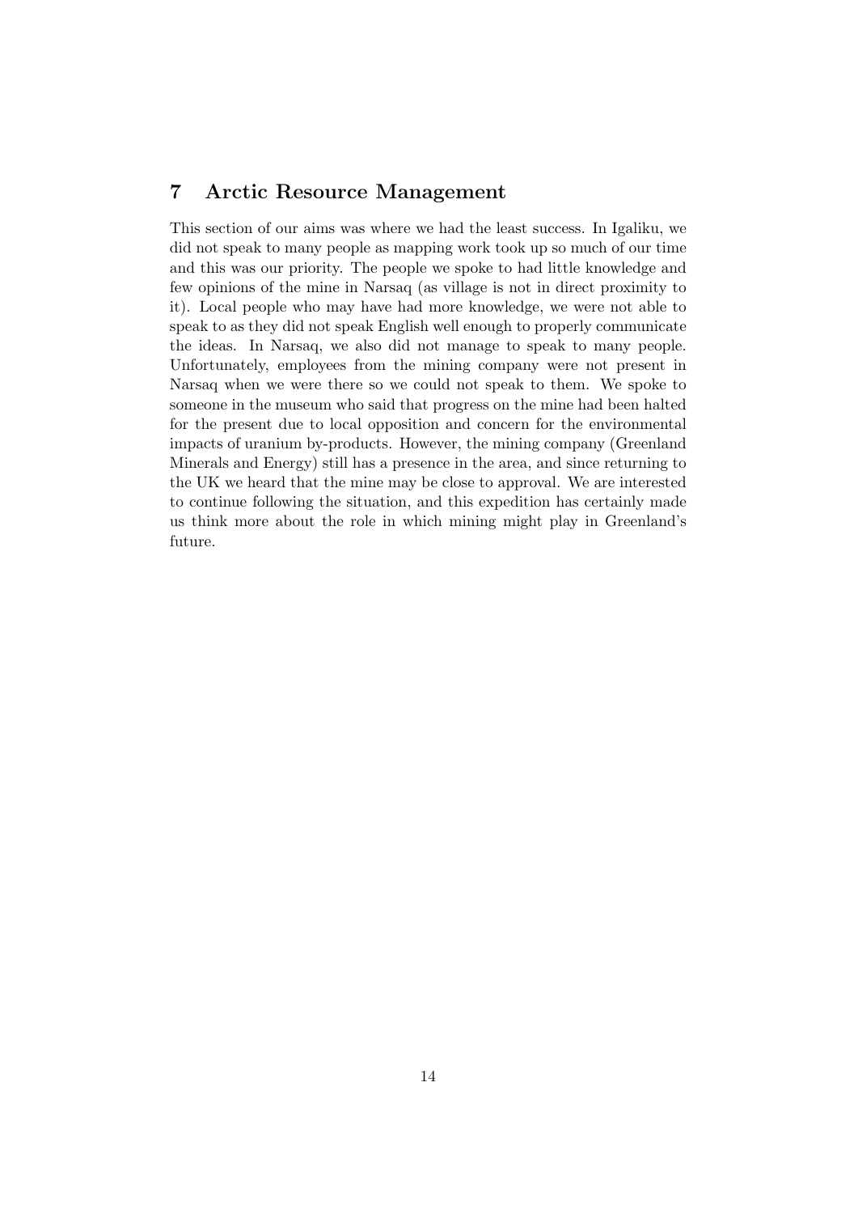## 7 Arctic Resource Management

This section of our aims was where we had the least success. In Igaliku, we did not speak to many people as mapping work took up so much of our time and this was our priority. The people we spoke to had little knowledge and few opinions of the mine in Narsaq (as village is not in direct proximity to it). Local people who may have had more knowledge, we were not able to speak to as they did not speak English well enough to properly communicate the ideas. In Narsaq, we also did not manage to speak to many people. Unfortunately, employees from the mining company were not present in Narsaq when we were there so we could not speak to them. We spoke to someone in the museum who said that progress on the mine had been halted for the present due to local opposition and concern for the environmental impacts of uranium by-products. However, the mining company (Greenland Minerals and Energy) still has a presence in the area, and since returning to the UK we heard that the mine may be close to approval. We are interested to continue following the situation, and this expedition has certainly made us think more about the role in which mining might play in Greenland's future.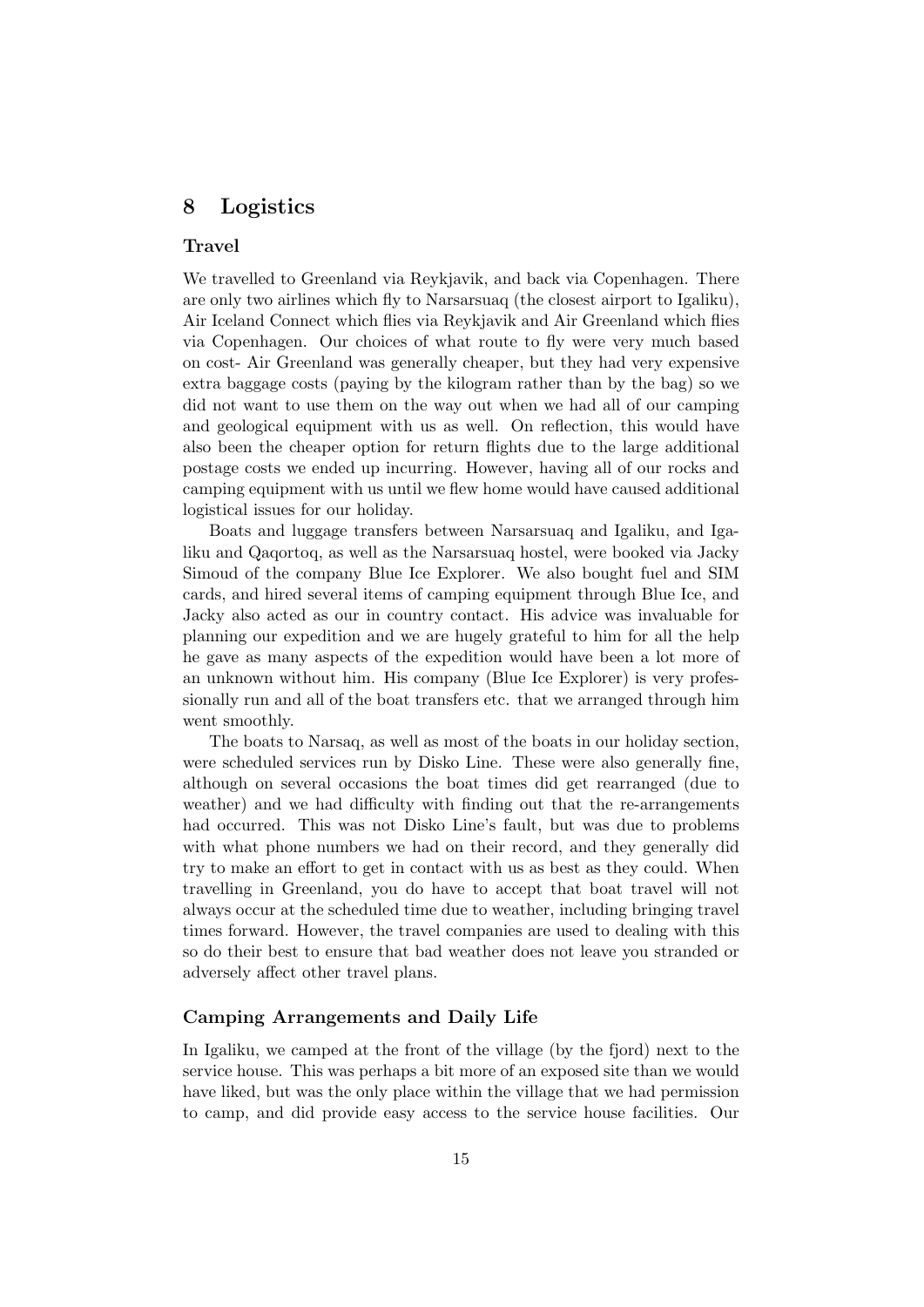## 8 Logistics

### Travel

We travelled to Greenland via Reykjavik, and back via Copenhagen. There are only two airlines which fly to Narsarsuaq (the closest airport to Igaliku), Air Iceland Connect which flies via Reykjavik and Air Greenland which flies via Copenhagen. Our choices of what route to fly were very much based on cost- Air Greenland was generally cheaper, but they had very expensive extra baggage costs (paying by the kilogram rather than by the bag) so we did not want to use them on the way out when we had all of our camping and geological equipment with us as well. On reflection, this would have also been the cheaper option for return flights due to the large additional postage costs we ended up incurring. However, having all of our rocks and camping equipment with us until we flew home would have caused additional logistical issues for our holiday.

Boats and luggage transfers between Narsarsuaq and Igaliku, and Igaliku and Qaqortoq, as well as the Narsarsuaq hostel, were booked via Jacky Simoud of the company Blue Ice Explorer. We also bought fuel and SIM cards, and hired several items of camping equipment through Blue Ice, and Jacky also acted as our in country contact. His advice was invaluable for planning our expedition and we are hugely grateful to him for all the help he gave as many aspects of the expedition would have been a lot more of an unknown without him. His company (Blue Ice Explorer) is very professionally run and all of the boat transfers etc. that we arranged through him went smoothly.

The boats to Narsaq, as well as most of the boats in our holiday section, were scheduled services run by Disko Line. These were also generally fine, although on several occasions the boat times did get rearranged (due to weather) and we had difficulty with finding out that the re-arrangements had occurred. This was not Disko Line's fault, but was due to problems with what phone numbers we had on their record, and they generally did try to make an effort to get in contact with us as best as they could. When travelling in Greenland, you do have to accept that boat travel will not always occur at the scheduled time due to weather, including bringing travel times forward. However, the travel companies are used to dealing with this so do their best to ensure that bad weather does not leave you stranded or adversely affect other travel plans.

### Camping Arrangements and Daily Life

In Igaliku, we camped at the front of the village (by the fjord) next to the service house. This was perhaps a bit more of an exposed site than we would have liked, but was the only place within the village that we had permission to camp, and did provide easy access to the service house facilities. Our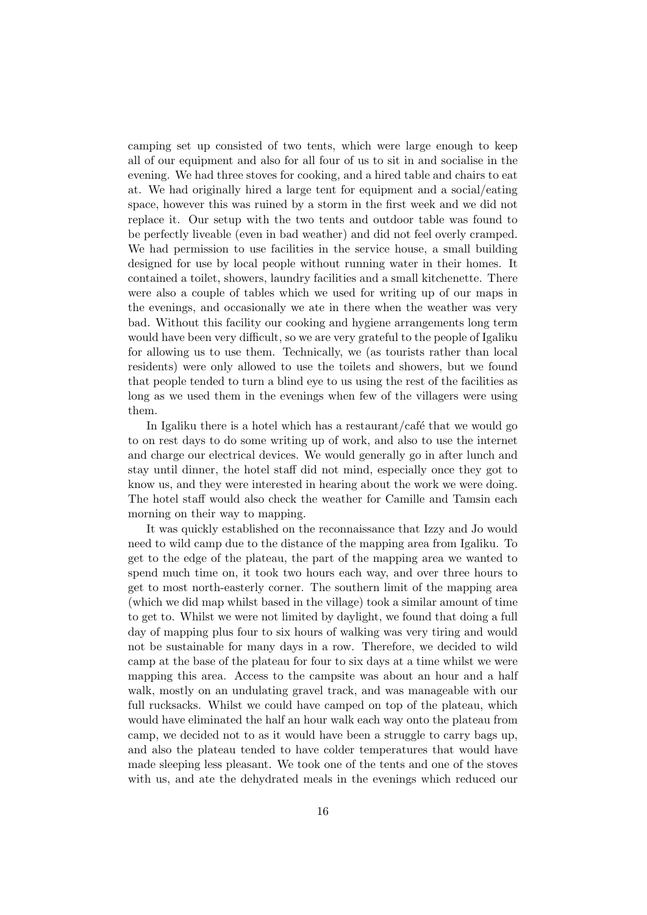camping set up consisted of two tents, which were large enough to keep all of our equipment and also for all four of us to sit in and socialise in the evening. We had three stoves for cooking, and a hired table and chairs to eat at. We had originally hired a large tent for equipment and a social/eating space, however this was ruined by a storm in the first week and we did not replace it. Our setup with the two tents and outdoor table was found to be perfectly liveable (even in bad weather) and did not feel overly cramped. We had permission to use facilities in the service house, a small building designed for use by local people without running water in their homes. It contained a toilet, showers, laundry facilities and a small kitchenette. There were also a couple of tables which we used for writing up of our maps in the evenings, and occasionally we ate in there when the weather was very bad. Without this facility our cooking and hygiene arrangements long term would have been very difficult, so we are very grateful to the people of Igaliku for allowing us to use them. Technically, we (as tourists rather than local residents) were only allowed to use the toilets and showers, but we found that people tended to turn a blind eye to us using the rest of the facilities as long as we used them in the evenings when few of the villagers were using them.

In Igaliku there is a hotel which has a restaurant/café that we would go to on rest days to do some writing up of work, and also to use the internet and charge our electrical devices. We would generally go in after lunch and stay until dinner, the hotel staff did not mind, especially once they got to know us, and they were interested in hearing about the work we were doing. The hotel staff would also check the weather for Camille and Tamsin each morning on their way to mapping.

It was quickly established on the reconnaissance that Izzy and Jo would need to wild camp due to the distance of the mapping area from Igaliku. To get to the edge of the plateau, the part of the mapping area we wanted to spend much time on, it took two hours each way, and over three hours to get to most north-easterly corner. The southern limit of the mapping area (which we did map whilst based in the village) took a similar amount of time to get to. Whilst we were not limited by daylight, we found that doing a full day of mapping plus four to six hours of walking was very tiring and would not be sustainable for many days in a row. Therefore, we decided to wild camp at the base of the plateau for four to six days at a time whilst we were mapping this area. Access to the campsite was about an hour and a half walk, mostly on an undulating gravel track, and was manageable with our full rucksacks. Whilst we could have camped on top of the plateau, which would have eliminated the half an hour walk each way onto the plateau from camp, we decided not to as it would have been a struggle to carry bags up, and also the plateau tended to have colder temperatures that would have made sleeping less pleasant. We took one of the tents and one of the stoves with us, and ate the dehydrated meals in the evenings which reduced our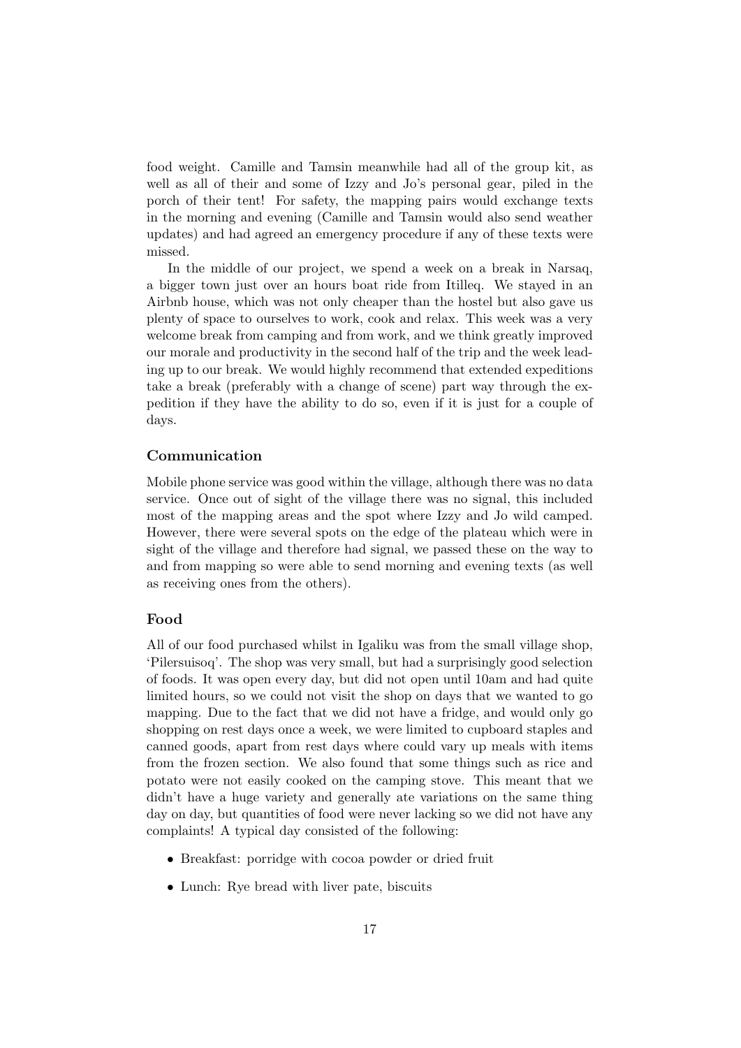food weight. Camille and Tamsin meanwhile had all of the group kit, as well as all of their and some of Izzy and Jo's personal gear, piled in the porch of their tent! For safety, the mapping pairs would exchange texts in the morning and evening (Camille and Tamsin would also send weather updates) and had agreed an emergency procedure if any of these texts were missed.

In the middle of our project, we spend a week on a break in Narsaq, a bigger town just over an hours boat ride from Itilleq. We stayed in an Airbnb house, which was not only cheaper than the hostel but also gave us plenty of space to ourselves to work, cook and relax. This week was a very welcome break from camping and from work, and we think greatly improved our morale and productivity in the second half of the trip and the week leading up to our break. We would highly recommend that extended expeditions take a break (preferably with a change of scene) part way through the expedition if they have the ability to do so, even if it is just for a couple of days.

### Communication

Mobile phone service was good within the village, although there was no data service. Once out of sight of the village there was no signal, this included most of the mapping areas and the spot where Izzy and Jo wild camped. However, there were several spots on the edge of the plateau which were in sight of the village and therefore had signal, we passed these on the way to and from mapping so were able to send morning and evening texts (as well as receiving ones from the others).

### Food

All of our food purchased whilst in Igaliku was from the small village shop, 'Pilersuisoq'. The shop was very small, but had a surprisingly good selection of foods. It was open every day, but did not open until 10am and had quite limited hours, so we could not visit the shop on days that we wanted to go mapping. Due to the fact that we did not have a fridge, and would only go shopping on rest days once a week, we were limited to cupboard staples and canned goods, apart from rest days where could vary up meals with items from the frozen section. We also found that some things such as rice and potato were not easily cooked on the camping stove. This meant that we didn't have a huge variety and generally ate variations on the same thing day on day, but quantities of food were never lacking so we did not have any complaints! A typical day consisted of the following:

- Breakfast: porridge with cocoa powder or dried fruit
- Lunch: Rye bread with liver pate, biscuits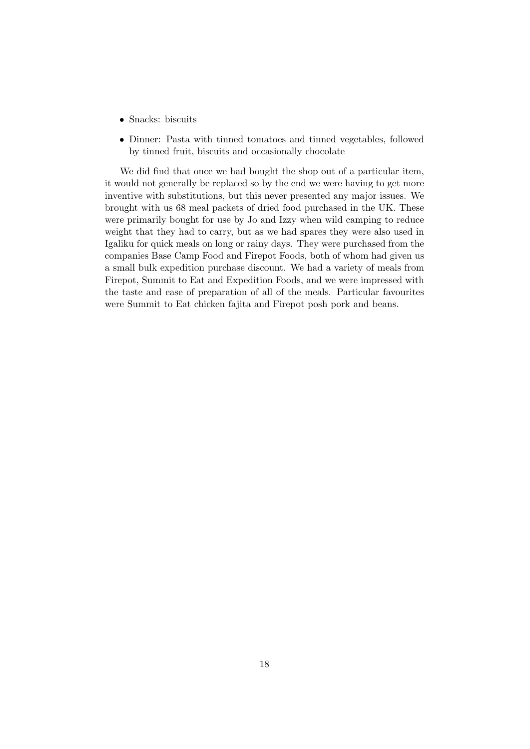- Snacks: biscuits
- Dinner: Pasta with tinned tomatoes and tinned vegetables, followed by tinned fruit, biscuits and occasionally chocolate

We did find that once we had bought the shop out of a particular item, it would not generally be replaced so by the end we were having to get more inventive with substitutions, but this never presented any major issues. We brought with us 68 meal packets of dried food purchased in the UK. These were primarily bought for use by Jo and Izzy when wild camping to reduce weight that they had to carry, but as we had spares they were also used in Igaliku for quick meals on long or rainy days. They were purchased from the companies Base Camp Food and Firepot Foods, both of whom had given us a small bulk expedition purchase discount. We had a variety of meals from Firepot, Summit to Eat and Expedition Foods, and we were impressed with the taste and ease of preparation of all of the meals. Particular favourites were Summit to Eat chicken fajita and Firepot posh pork and beans.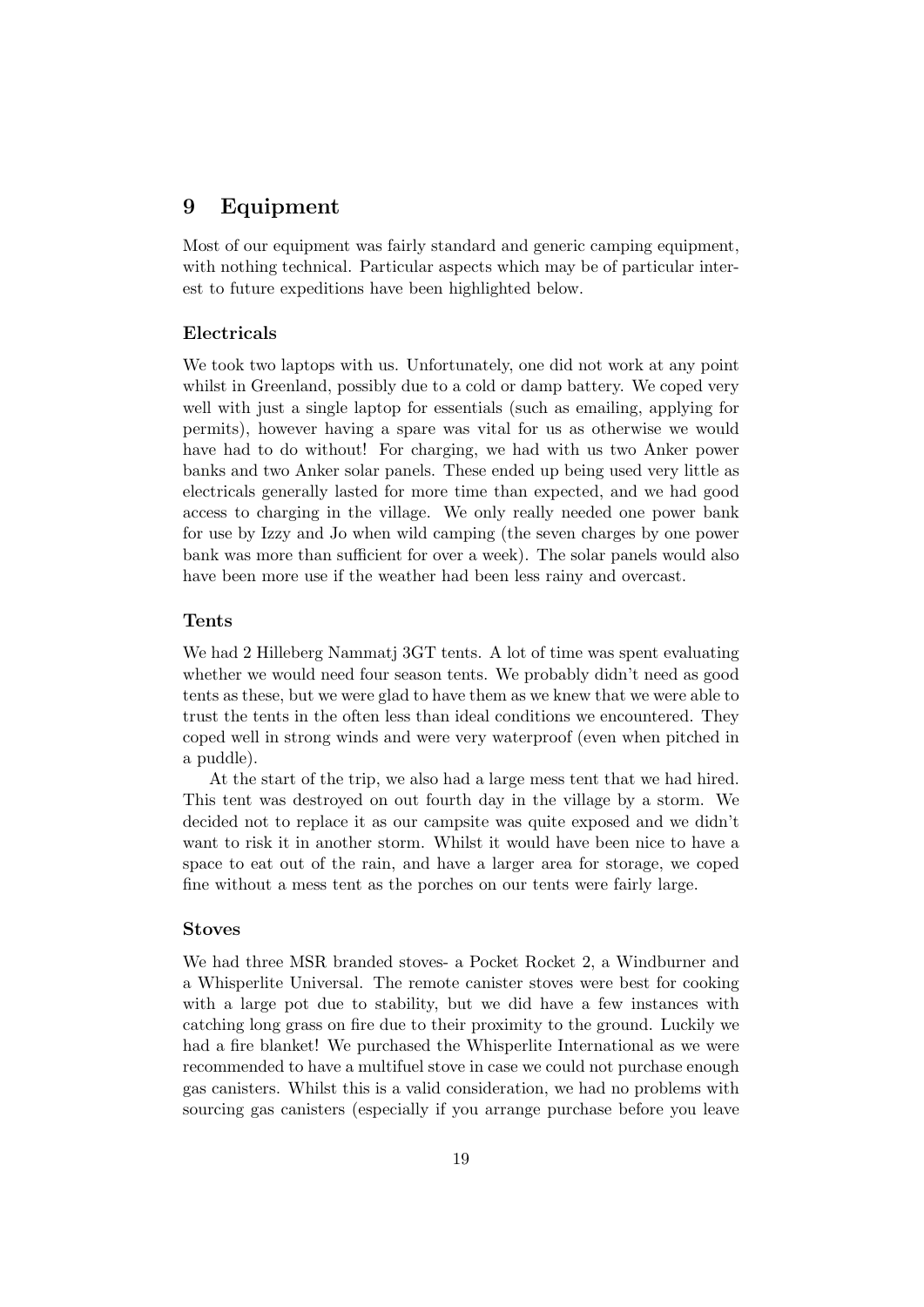# 9 Equipment

Most of our equipment was fairly standard and generic camping equipment, with nothing technical. Particular aspects which may be of particular interest to future expeditions have been highlighted below.

### Electricals

We took two laptops with us. Unfortunately, one did not work at any point whilst in Greenland, possibly due to a cold or damp battery. We coped very well with just a single laptop for essentials (such as emailing, applying for permits), however having a spare was vital for us as otherwise we would have had to do without! For charging, we had with us two Anker power banks and two Anker solar panels. These ended up being used very little as electricals generally lasted for more time than expected, and we had good access to charging in the village. We only really needed one power bank for use by Izzy and Jo when wild camping (the seven charges by one power bank was more than sufficient for over a week). The solar panels would also have been more use if the weather had been less rainy and overcast.

### Tents

We had 2 Hilleberg Nammatj 3GT tents. A lot of time was spent evaluating whether we would need four season tents. We probably didn't need as good tents as these, but we were glad to have them as we knew that we were able to trust the tents in the often less than ideal conditions we encountered. They coped well in strong winds and were very waterproof (even when pitched in a puddle).

At the start of the trip, we also had a large mess tent that we had hired. This tent was destroyed on out fourth day in the village by a storm. We decided not to replace it as our campsite was quite exposed and we didn't want to risk it in another storm. Whilst it would have been nice to have a space to eat out of the rain, and have a larger area for storage, we coped fine without a mess tent as the porches on our tents were fairly large.

### Stoves

We had three MSR branded stoves- a Pocket Rocket 2, a Windburner and a Whisperlite Universal. The remote canister stoves were best for cooking with a large pot due to stability, but we did have a few instances with catching long grass on fire due to their proximity to the ground. Luckily we had a fire blanket! We purchased the Whisperlite International as we were recommended to have a multifuel stove in case we could not purchase enough gas canisters. Whilst this is a valid consideration, we had no problems with sourcing gas canisters (especially if you arrange purchase before you leave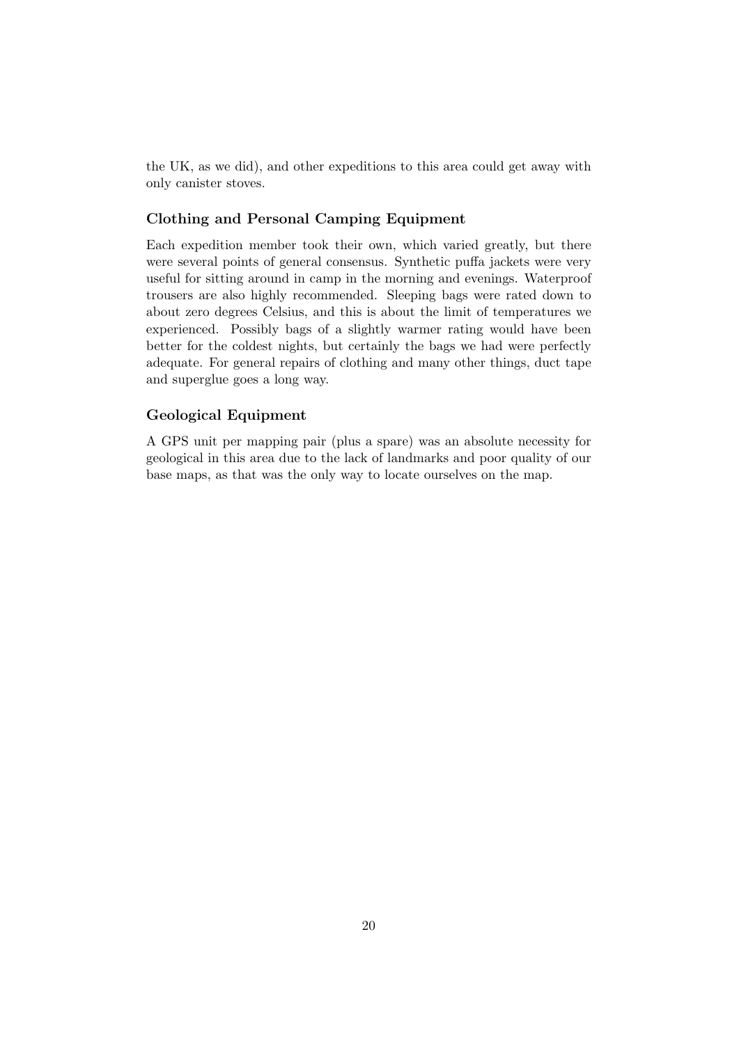the UK, as we did), and other expeditions to this area could get away with only canister stoves.

### Clothing and Personal Camping Equipment

Each expedition member took their own, which varied greatly, but there were several points of general consensus. Synthetic puffa jackets were very useful for sitting around in camp in the morning and evenings. Waterproof trousers are also highly recommended. Sleeping bags were rated down to about zero degrees Celsius, and this is about the limit of temperatures we experienced. Possibly bags of a slightly warmer rating would have been better for the coldest nights, but certainly the bags we had were perfectly adequate. For general repairs of clothing and many other things, duct tape and superglue goes a long way.

### Geological Equipment

A GPS unit per mapping pair (plus a spare) was an absolute necessity for geological in this area due to the lack of landmarks and poor quality of our base maps, as that was the only way to locate ourselves on the map.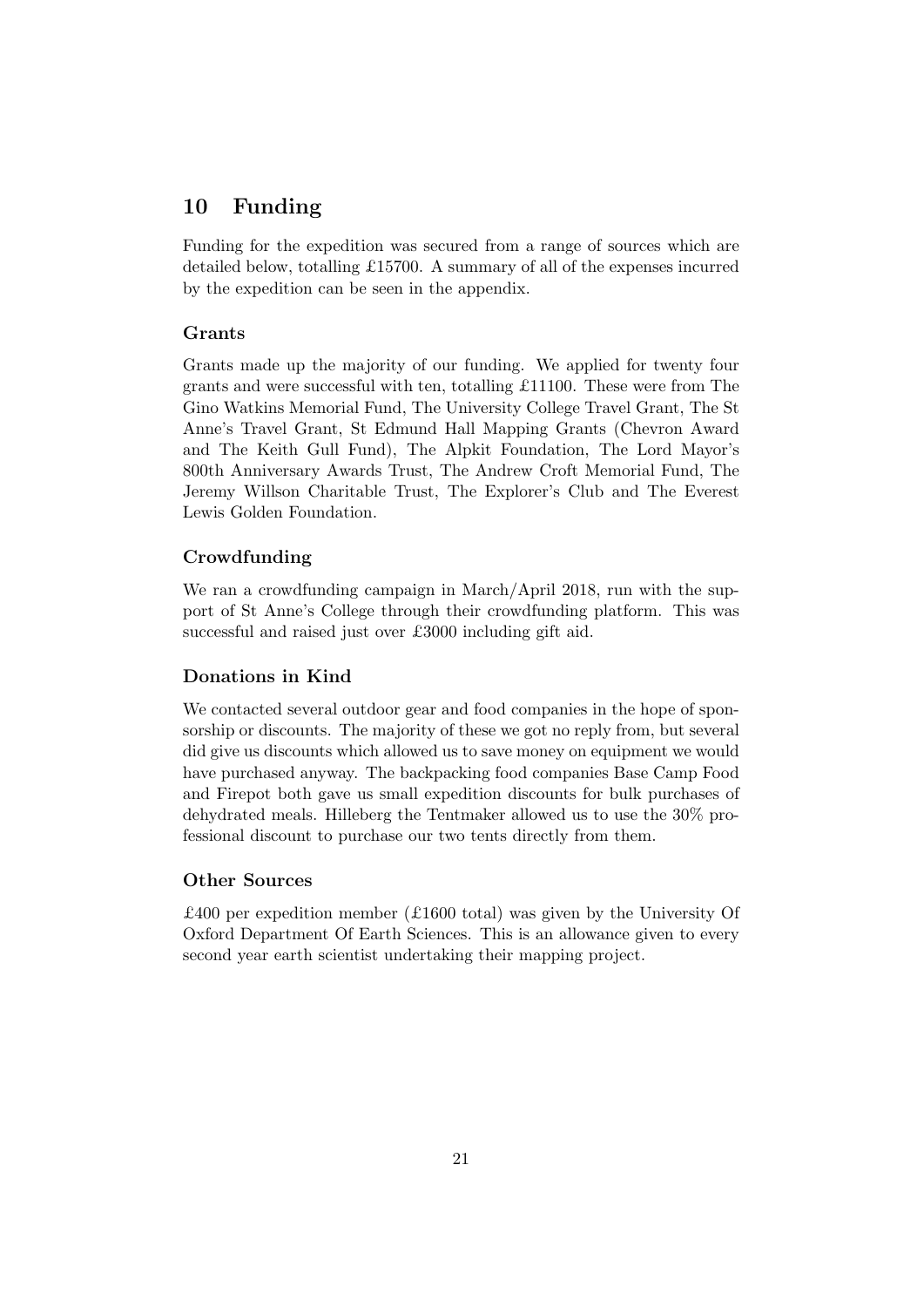## 10 Funding

Funding for the expedition was secured from a range of sources which are detailed below, totalling £15700. A summary of all of the expenses incurred by the expedition can be seen in the appendix.

### Grants

Grants made up the majority of our funding. We applied for twenty four grants and were successful with ten, totalling £11100. These were from The Gino Watkins Memorial Fund, The University College Travel Grant, The St Anne's Travel Grant, St Edmund Hall Mapping Grants (Chevron Award and The Keith Gull Fund), The Alpkit Foundation, The Lord Mayor's 800th Anniversary Awards Trust, The Andrew Croft Memorial Fund, The Jeremy Willson Charitable Trust, The Explorer's Club and The Everest Lewis Golden Foundation.

### Crowdfunding

We ran a crowdfunding campaign in March/April 2018, run with the support of St Anne's College through their crowdfunding platform. This was successful and raised just over £3000 including gift aid.

### Donations in Kind

We contacted several outdoor gear and food companies in the hope of sponsorship or discounts. The majority of these we got no reply from, but several did give us discounts which allowed us to save money on equipment we would have purchased anyway. The backpacking food companies Base Camp Food and Firepot both gave us small expedition discounts for bulk purchases of dehydrated meals. Hilleberg the Tentmaker allowed us to use the 30% professional discount to purchase our two tents directly from them.

### Other Sources

£400 per expedition member (£1600 total) was given by the University Of Oxford Department Of Earth Sciences. This is an allowance given to every second year earth scientist undertaking their mapping project.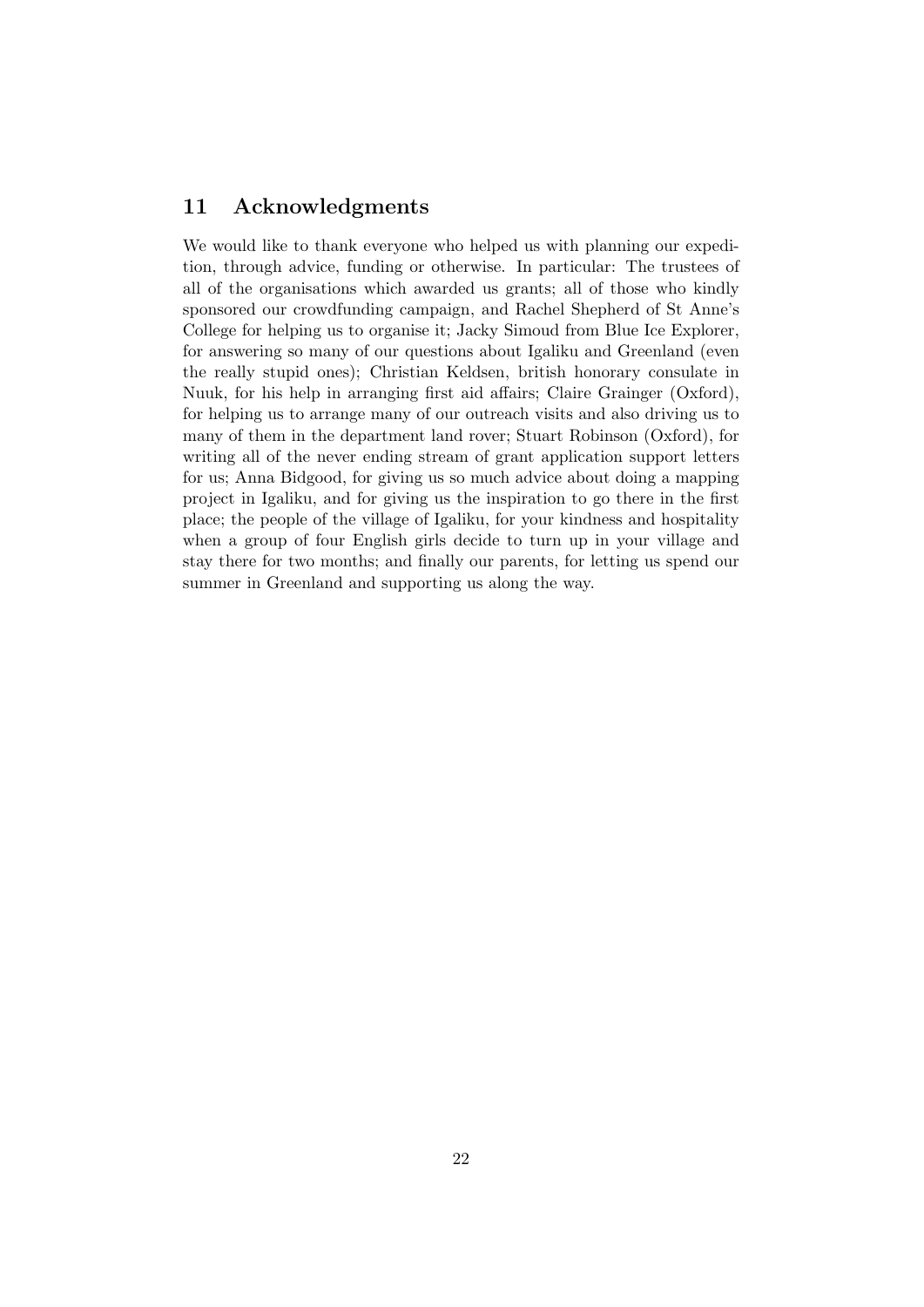## 11 Acknowledgments

We would like to thank everyone who helped us with planning our expedition, through advice, funding or otherwise. In particular: The trustees of all of the organisations which awarded us grants; all of those who kindly sponsored our crowdfunding campaign, and Rachel Shepherd of St Anne's College for helping us to organise it; Jacky Simoud from Blue Ice Explorer, for answering so many of our questions about Igaliku and Greenland (even the really stupid ones); Christian Keldsen, british honorary consulate in Nuuk, for his help in arranging first aid affairs; Claire Grainger (Oxford), for helping us to arrange many of our outreach visits and also driving us to many of them in the department land rover; Stuart Robinson (Oxford), for writing all of the never ending stream of grant application support letters for us; Anna Bidgood, for giving us so much advice about doing a mapping project in Igaliku, and for giving us the inspiration to go there in the first place; the people of the village of Igaliku, for your kindness and hospitality when a group of four English girls decide to turn up in your village and stay there for two months; and finally our parents, for letting us spend our summer in Greenland and supporting us along the way.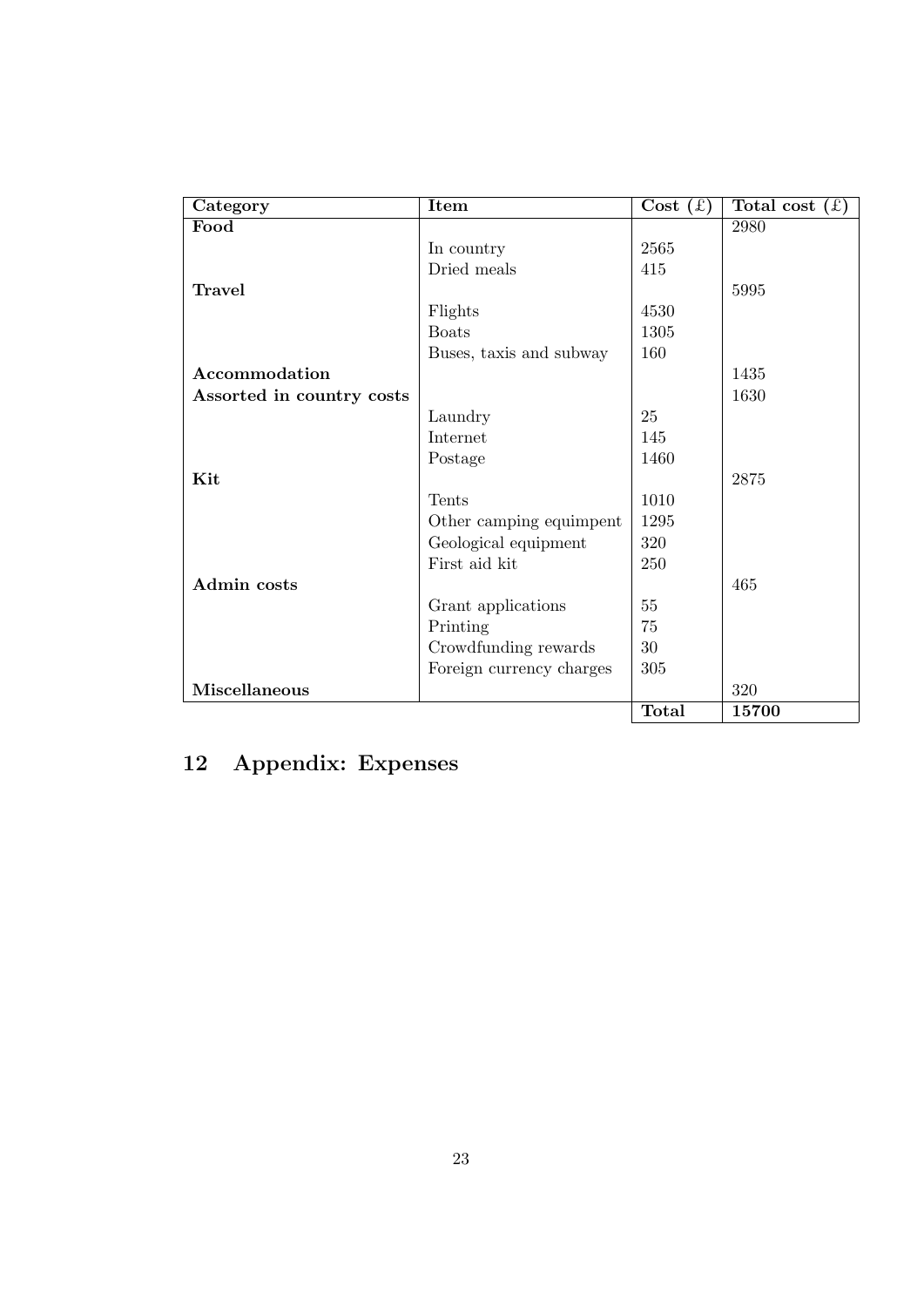| Category | Item | Cost (£) | Total cost (£) |
|---|---|---|---|
| **Food** | | | 2980 |
| | In country | 2565 | |
| | Dried meals | 415 | |
| **Travel** | | | 5995 |
| | Flights | 4530 | |
| | Boats | 1305 | |
| | Buses, taxis and subway | 160 | |
| **Accommodation** | | | 1435 |
| **Assorted in country costs** | | | 1630 |
| | Laundry | 25 | |
| | Internet | 145 | |
| | Postage | 1460 | |
| **Kit** | | | 2875 |
| | Tents | 1010 | |
| | Other camping equimpent | 1295 | |
| | Geological equipment | 320 | |
| | First aid kit | 250 | |
| **Admin costs** | | | 465 |
| | Grant applications | 55 | |
| | Printing | 75 | |
| | Crowdfunding rewards | 30 | |
| | Foreign currency charges | 305 | |
| **Miscellaneous** | | | 320 |
| | | **Total** | **15700** |

## 12 Appendix: Expenses